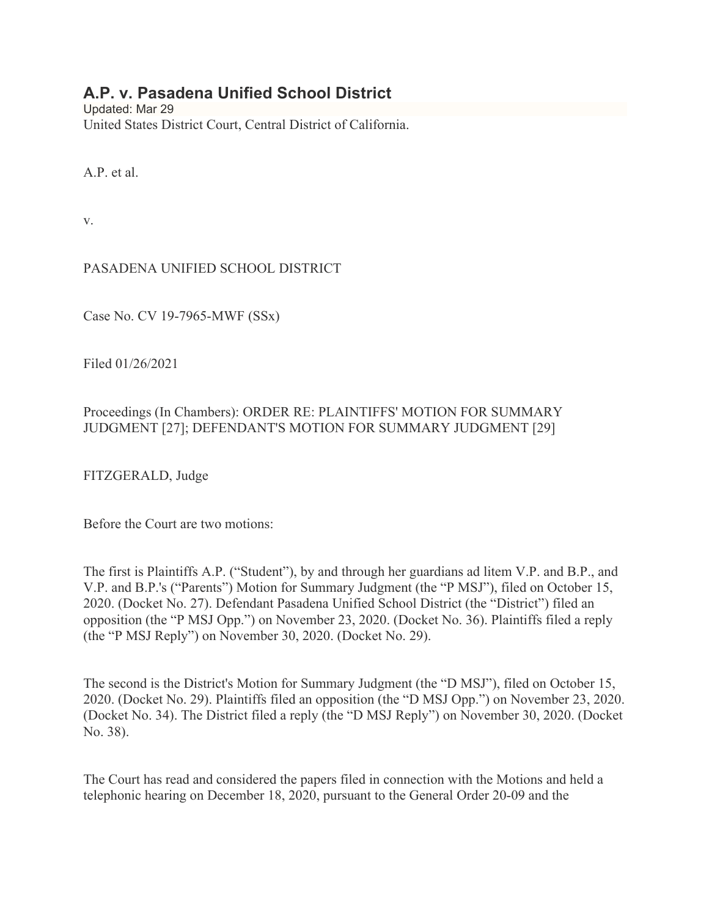# A.P. v. Pasadena Unified School District

Updated: Mar 29

United States District Court, Central District of California.

A.P. et al.

v.

PASADENA UNIFIED SCHOOL DISTRICT

Case No. CV 19-7965-MWF (SSx)

Filed 01/26/2021

Proceedings (In Chambers): ORDER RE: PLAINTIFFS' MOTION FOR SUMMARY JUDGMENT [27]; DEFENDANT'S MOTION FOR SUMMARY JUDGMENT [29]

FITZGERALD, Judge

Before the Court are two motions:

The first is Plaintiffs A.P. ("Student"), by and through her guardians ad litem V.P. and B.P., and V.P. and B.P.'s ("Parents") Motion for Summary Judgment (the "P MSJ"), filed on October 15, 2020. (Docket No. 27). Defendant Pasadena Unified School District (the "District") filed an opposition (the "P MSJ Opp.") on November 23, 2020. (Docket No. 36). Plaintiffs filed a reply (the "P MSJ Reply") on November 30, 2020. (Docket No. 29).

The second is the District's Motion for Summary Judgment (the "D MSJ"), filed on October 15, 2020. (Docket No. 29). Plaintiffs filed an opposition (the "D MSJ Opp.") on November 23, 2020. (Docket No. 34). The District filed a reply (the "D MSJ Reply") on November 30, 2020. (Docket No. 38).

The Court has read and considered the papers filed in connection with the Motions and held a telephonic hearing on December 18, 2020, pursuant to the General Order 20-09 and the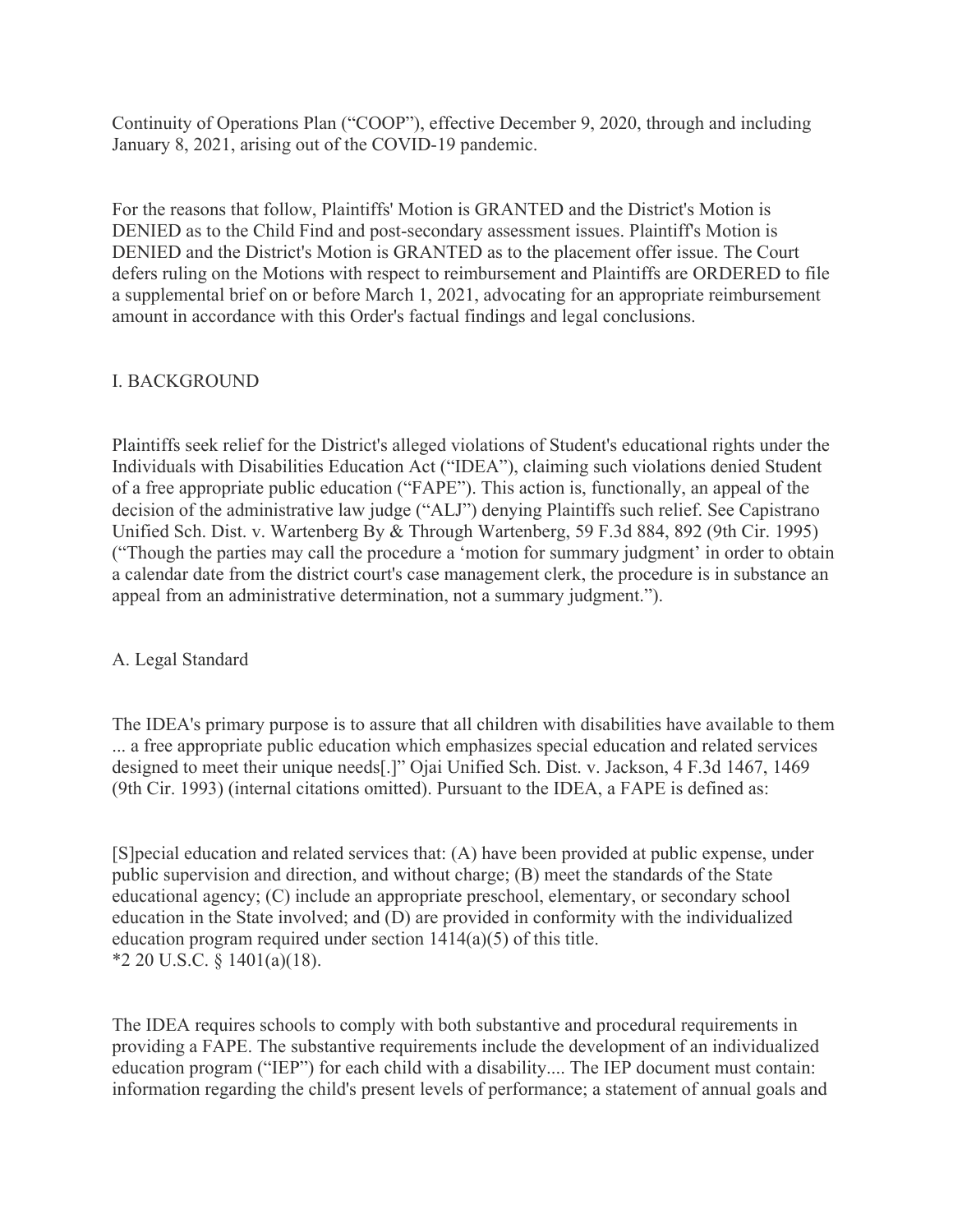Continuity of Operations Plan ("COOP"), effective December 9, 2020, through and including January 8, 2021, arising out of the COVID-19 pandemic.

For the reasons that follow, Plaintiffs' Motion is GRANTED and the District's Motion is DENIED as to the Child Find and post-secondary assessment issues. Plaintiff's Motion is DENIED and the District's Motion is GRANTED as to the placement offer issue. The Court defers ruling on the Motions with respect to reimbursement and Plaintiffs are ORDERED to file a supplemental brief on or before March 1, 2021, advocating for an appropriate reimbursement amount in accordance with this Order's factual findings and legal conclusions.

## I. BACKGROUND

Plaintiffs seek relief for the District's alleged violations of Student's educational rights under the Individuals with Disabilities Education Act ("IDEA"), claiming such violations denied Student of a free appropriate public education ("FAPE"). This action is, functionally, an appeal of the decision of the administrative law judge ("ALJ") denying Plaintiffs such relief. See Capistrano Unified Sch. Dist. v. Wartenberg By & Through Wartenberg, 59 F.3d 884, 892 (9th Cir. 1995) ("Though the parties may call the procedure a 'motion for summary judgment' in order to obtain a calendar date from the district court's case management clerk, the procedure is in substance an appeal from an administrative determination, not a summary judgment.").

### A. Legal Standard

The IDEA's primary purpose is to assure that all children with disabilities have available to them ... a free appropriate public education which emphasizes special education and related services designed to meet their unique needs[.]" Ojai Unified Sch. Dist. v. Jackson, 4 F.3d 1467, 1469 (9th Cir. 1993) (internal citations omitted). Pursuant to the IDEA, a FAPE is defined as:

[S]pecial education and related services that: (A) have been provided at public expense, under public supervision and direction, and without charge; (B) meet the standards of the State educational agency; (C) include an appropriate preschool, elementary, or secondary school education in the State involved; and (D) are provided in conformity with the individualized education program required under section 1414(a)(5) of this title.
*2 20 U.S.C. § 1401(a)(18).

The IDEA requires schools to comply with both substantive and procedural requirements in providing a FAPE. The substantive requirements include the development of an individualized education program ("IEP") for each child with a disability.... The IEP document must contain: information regarding the child's present levels of performance; a statement of annual goals and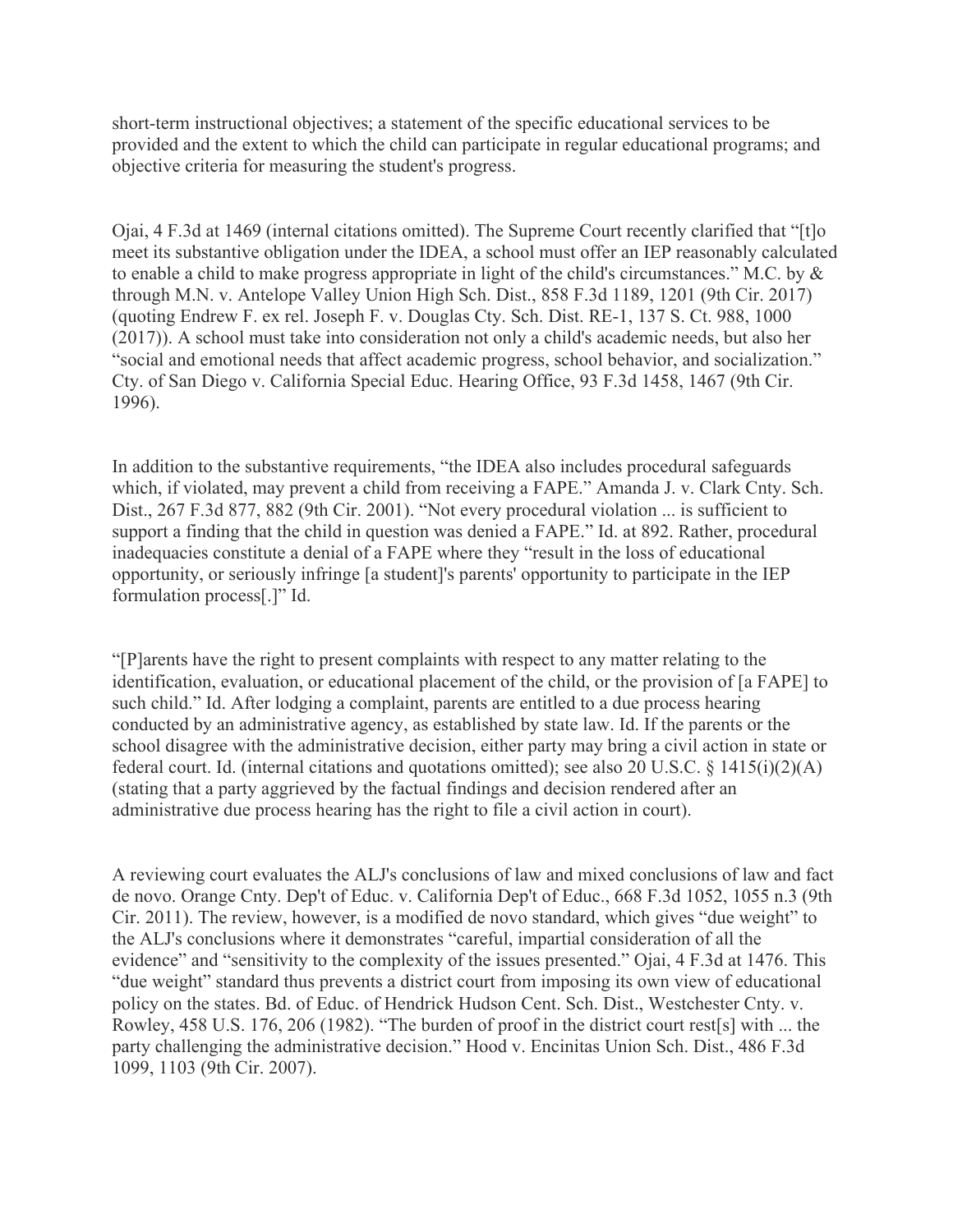short-term instructional objectives; a statement of the specific educational services to be provided and the extent to which the child can participate in regular educational programs; and objective criteria for measuring the student's progress.

Ojai, 4 F.3d at 1469 (internal citations omitted). The Supreme Court recently clarified that "[t]o meet its substantive obligation under the IDEA, a school must offer an IEP reasonably calculated to enable a child to make progress appropriate in light of the child's circumstances." M.C. by & through M.N. v. Antelope Valley Union High Sch. Dist., 858 F.3d 1189, 1201 (9th Cir. 2017) (quoting Endrew F. ex rel. Joseph F. v. Douglas Cty. Sch. Dist. RE-1, 137 S. Ct. 988, 1000 (2017)). A school must take into consideration not only a child's academic needs, but also her "social and emotional needs that affect academic progress, school behavior, and socialization." Cty. of San Diego v. California Special Educ. Hearing Office, 93 F.3d 1458, 1467 (9th Cir. 1996).

In addition to the substantive requirements, "the IDEA also includes procedural safeguards which, if violated, may prevent a child from receiving a FAPE." Amanda J. v. Clark Cnty. Sch. Dist., 267 F.3d 877, 882 (9th Cir. 2001). "Not every procedural violation ... is sufficient to support a finding that the child in question was denied a FAPE." Id. at 892. Rather, procedural inadequacies constitute a denial of a FAPE where they "result in the loss of educational opportunity, or seriously infringe [a student]'s parents' opportunity to participate in the IEP formulation process[.]" Id.

"[P]arents have the right to present complaints with respect to any matter relating to the identification, evaluation, or educational placement of the child, or the provision of [a FAPE] to such child." Id. After lodging a complaint, parents are entitled to a due process hearing conducted by an administrative agency, as established by state law. Id. If the parents or the school disagree with the administrative decision, either party may bring a civil action in state or federal court. Id. (internal citations and quotations omitted); see also 20 U.S.C. § 1415(i)(2)(A) (stating that a party aggrieved by the factual findings and decision rendered after an administrative due process hearing has the right to file a civil action in court).

A reviewing court evaluates the ALJ's conclusions of law and mixed conclusions of law and fact de novo. Orange Cnty. Dep't of Educ. v. California Dep't of Educ., 668 F.3d 1052, 1055 n.3 (9th Cir. 2011). The review, however, is a modified de novo standard, which gives "due weight" to the ALJ's conclusions where it demonstrates "careful, impartial consideration of all the evidence" and "sensitivity to the complexity of the issues presented." Ojai, 4 F.3d at 1476. This "due weight" standard thus prevents a district court from imposing its own view of educational policy on the states. Bd. of Educ. of Hendrick Hudson Cent. Sch. Dist., Westchester Cnty. v. Rowley, 458 U.S. 176, 206 (1982). "The burden of proof in the district court rest[s] with ... the party challenging the administrative decision." Hood v. Encinitas Union Sch. Dist., 486 F.3d 1099, 1103 (9th Cir. 2007).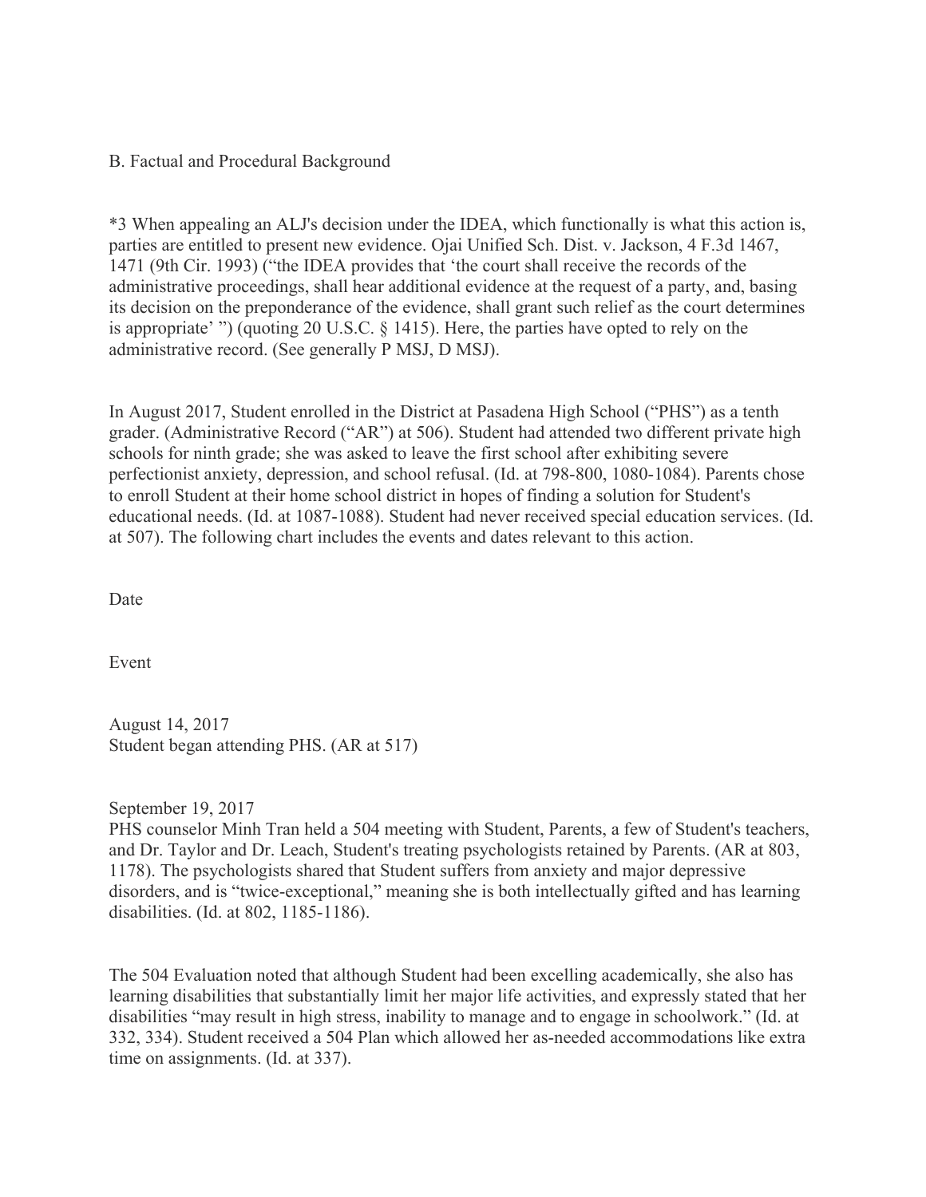B. Factual and Procedural Background

*3 When appealing an ALJ's decision under the IDEA, which functionally is what this action is, parties are entitled to present new evidence. Ojai Unified Sch. Dist. v. Jackson, 4 F.3d 1467, 1471 (9th Cir. 1993) ("the IDEA provides that 'the court shall receive the records of the administrative proceedings, shall hear additional evidence at the request of a party, and, basing its decision on the preponderance of the evidence, shall grant such relief as the court determines is appropriate' ") (quoting 20 U.S.C. § 1415). Here, the parties have opted to rely on the administrative record. (See generally P MSJ, D MSJ).

In August 2017, Student enrolled in the District at Pasadena High School ("PHS") as a tenth grader. (Administrative Record ("AR") at 506). Student had attended two different private high schools for ninth grade; she was asked to leave the first school after exhibiting severe perfectionist anxiety, depression, and school refusal. (Id. at 798-800, 1080-1084). Parents chose to enroll Student at their home school district in hopes of finding a solution for Student's educational needs. (Id. at 1087-1088). Student had never received special education services. (Id. at 507). The following chart includes the events and dates relevant to this action.

| Date | Event |
| --- | --- |
| August 14, 2017 | Student began attending PHS. (AR at 517) |
| September 19, 2017 | PHS counselor Minh Tran held a 504 meeting with Student, Parents, a few of Student's teachers, and Dr. Taylor and Dr. Leach, Student's treating psychologists retained by Parents. (AR at 803, 1178). The psychologists shared that Student suffers from anxiety and major depressive disorders, and is "twice-exceptional," meaning she is both intellectually gifted and has learning disabilities. (Id. at 802, 1185-1186).<br><br>The 504 Evaluation noted that although Student had been excelling academically, she also has learning disabilities that substantially limit her major life activities, and expressly stated that her disabilities "may result in high stress, inability to manage and to engage in schoolwork." (Id. at 332, 334). Student received a 504 Plan which allowed her as-needed accommodations like extra time on assignments. (Id. at 337). |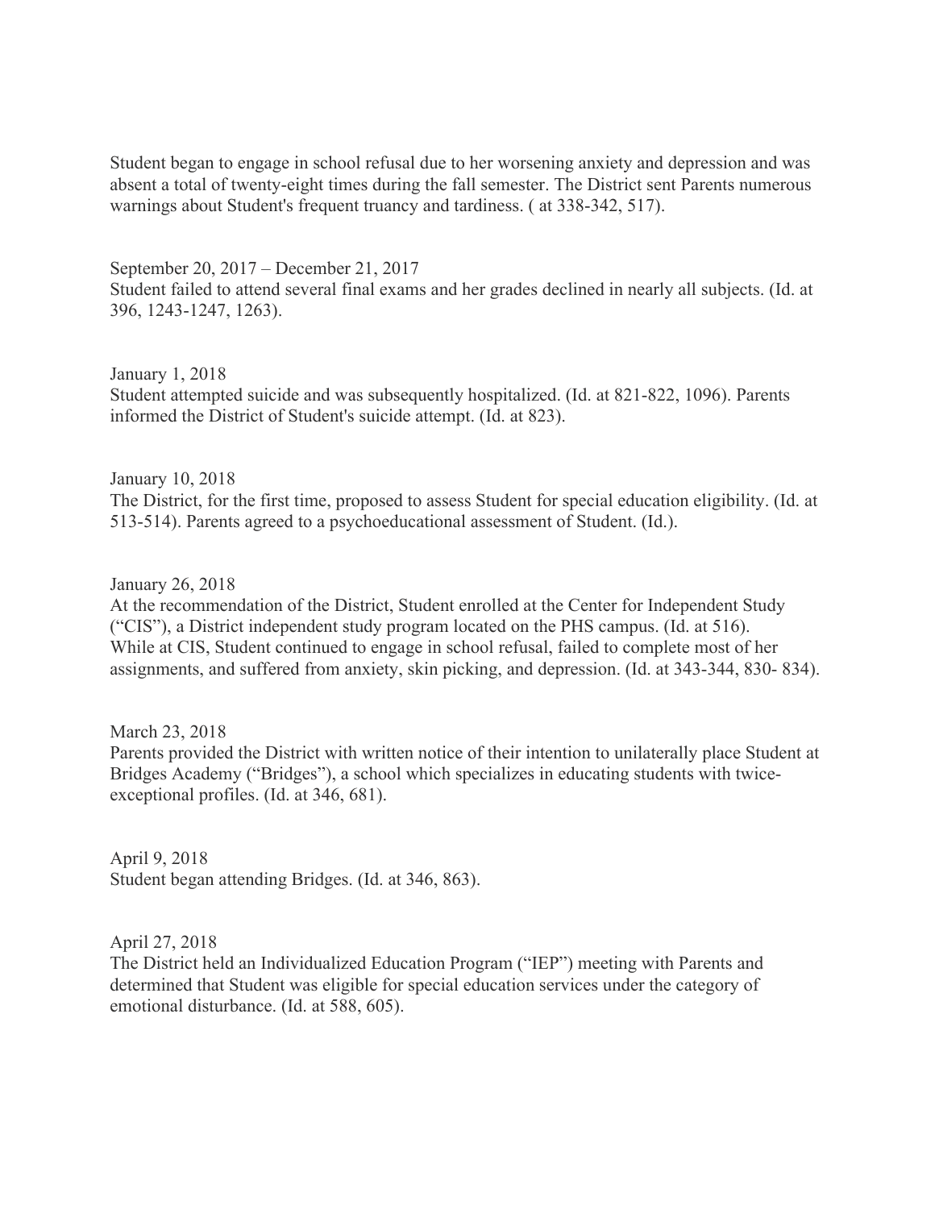Student began to engage in school refusal due to her worsening anxiety and depression and was absent a total of twenty-eight times during the fall semester. The District sent Parents numerous warnings about Student's frequent truancy and tardiness. ( at 338-342, 517).

September 20, 2017 – December 21, 2017
Student failed to attend several final exams and her grades declined in nearly all subjects. (Id. at 396, 1243-1247, 1263).

January 1, 2018
Student attempted suicide and was subsequently hospitalized. (Id. at 821-822, 1096). Parents informed the District of Student's suicide attempt. (Id. at 823).

January 10, 2018
The District, for the first time, proposed to assess Student for special education eligibility. (Id. at 513-514). Parents agreed to a psychoeducational assessment of Student. (Id.).

January 26, 2018
At the recommendation of the District, Student enrolled at the Center for Independent Study ("CIS"), a District independent study program located on the PHS campus. (Id. at 516). While at CIS, Student continued to engage in school refusal, failed to complete most of her assignments, and suffered from anxiety, skin picking, and depression. (Id. at 343-344, 830- 834).

March 23, 2018
Parents provided the District with written notice of their intention to unilaterally place Student at Bridges Academy ("Bridges"), a school which specializes in educating students with twice-exceptional profiles. (Id. at 346, 681).

April 9, 2018
Student began attending Bridges. (Id. at 346, 863).

April 27, 2018
The District held an Individualized Education Program ("IEP") meeting with Parents and determined that Student was eligible for special education services under the category of emotional disturbance. (Id. at 588, 605).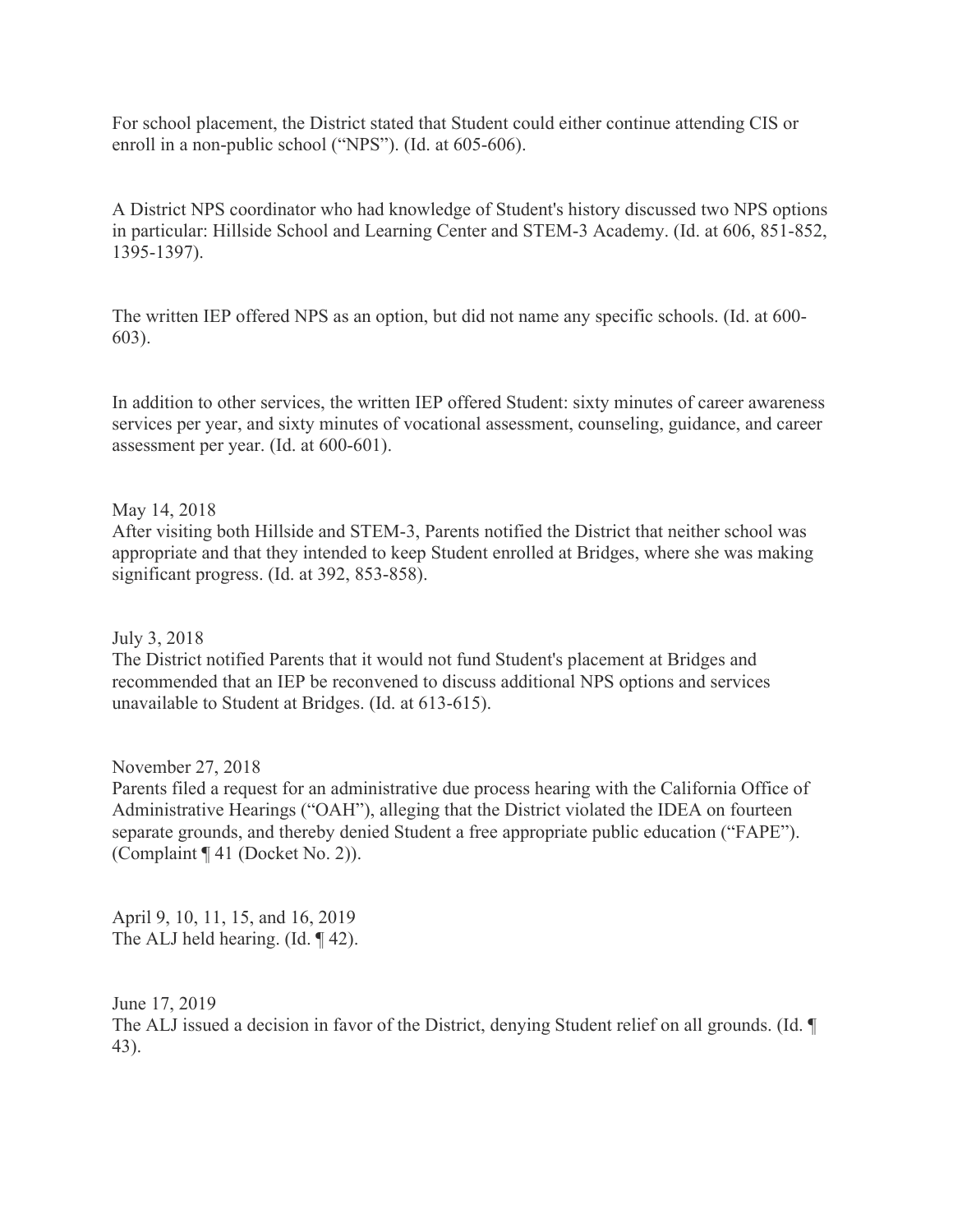For school placement, the District stated that Student could either continue attending CIS or enroll in a non-public school ("NPS"). (Id. at 605-606).

A District NPS coordinator who had knowledge of Student's history discussed two NPS options in particular: Hillside School and Learning Center and STEM-3 Academy. (Id. at 606, 851-852, 1395-1397).

The written IEP offered NPS as an option, but did not name any specific schools. (Id. at 600-603).

In addition to other services, the written IEP offered Student: sixty minutes of career awareness services per year, and sixty minutes of vocational assessment, counseling, guidance, and career assessment per year. (Id. at 600-601).

May 14, 2018
After visiting both Hillside and STEM-3, Parents notified the District that neither school was appropriate and that they intended to keep Student enrolled at Bridges, where she was making significant progress. (Id. at 392, 853-858).

July 3, 2018
The District notified Parents that it would not fund Student's placement at Bridges and recommended that an IEP be reconvened to discuss additional NPS options and services unavailable to Student at Bridges. (Id. at 613-615).

November 27, 2018
Parents filed a request for an administrative due process hearing with the California Office of Administrative Hearings ("OAH"), alleging that the District violated the IDEA on fourteen separate grounds, and thereby denied Student a free appropriate public education ("FAPE"). (Complaint ¶ 41 (Docket No. 2)).

April 9, 10, 11, 15, and 16, 2019
The ALJ held hearing. (Id. ¶ 42).

June 17, 2019
The ALJ issued a decision in favor of the District, denying Student relief on all grounds. (Id. ¶ 43).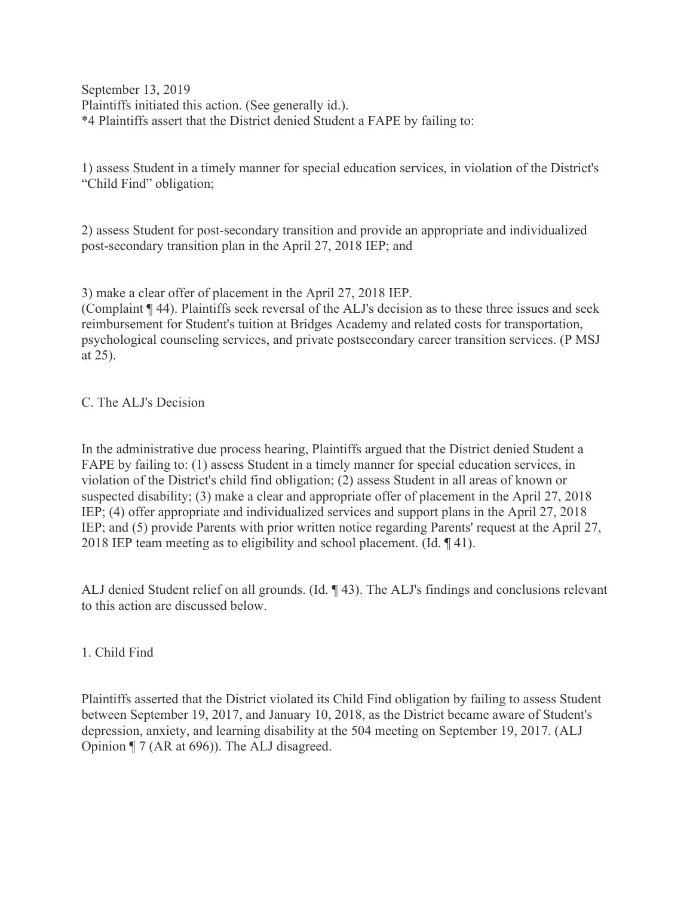September 13, 2019
Plaintiffs initiated this action. (See generally id.).
*4 Plaintiffs assert that the District denied Student a FAPE by failing to:

1) assess Student in a timely manner for special education services, in violation of the District's "Child Find" obligation;

2) assess Student for post-secondary transition and provide an appropriate and individualized post-secondary transition plan in the April 27, 2018 IEP; and

3) make a clear offer of placement in the April 27, 2018 IEP.
(Complaint ¶ 44). Plaintiffs seek reversal of the ALJ's decision as to these three issues and seek reimbursement for Student's tuition at Bridges Academy and related costs for transportation, psychological counseling services, and private postsecondary career transition services. (P MSJ at 25).

C. The ALJ's Decision

In the administrative due process hearing, Plaintiffs argued that the District denied Student a FAPE by failing to: (1) assess Student in a timely manner for special education services, in violation of the District's child find obligation; (2) assess Student in all areas of known or suspected disability; (3) make a clear and appropriate offer of placement in the April 27, 2018 IEP; (4) offer appropriate and individualized services and support plans in the April 27, 2018 IEP; and (5) provide Parents with prior written notice regarding Parents' request at the April 27, 2018 IEP team meeting as to eligibility and school placement. (Id. ¶ 41).

ALJ denied Student relief on all grounds. (Id. ¶ 43). The ALJ's findings and conclusions relevant to this action are discussed below.

1. Child Find

Plaintiffs asserted that the District violated its Child Find obligation by failing to assess Student between September 19, 2017, and January 10, 2018, as the District became aware of Student's depression, anxiety, and learning disability at the 504 meeting on September 19, 2017. (ALJ Opinion ¶ 7 (AR at 696)). The ALJ disagreed.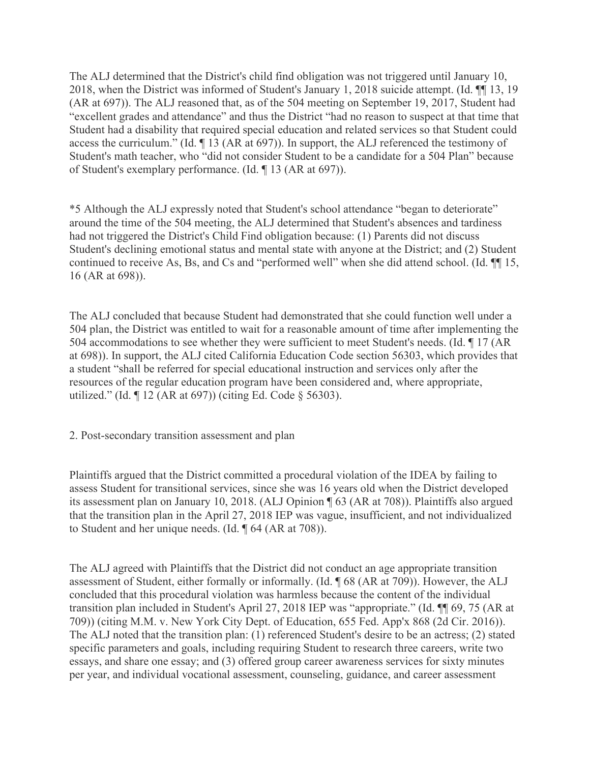The ALJ determined that the District's child find obligation was not triggered until January 10, 2018, when the District was informed of Student's January 1, 2018 suicide attempt. (Id. ¶¶ 13, 19 (AR at 697)). The ALJ reasoned that, as of the 504 meeting on September 19, 2017, Student had "excellent grades and attendance" and thus the District "had no reason to suspect at that time that Student had a disability that required special education and related services so that Student could access the curriculum." (Id. ¶ 13 (AR at 697)). In support, the ALJ referenced the testimony of Student's math teacher, who "did not consider Student to be a candidate for a 504 Plan" because of Student's exemplary performance. (Id. ¶ 13 (AR at 697)).

*5 Although the ALJ expressly noted that Student's school attendance "began to deteriorate" around the time of the 504 meeting, the ALJ determined that Student's absences and tardiness had not triggered the District's Child Find obligation because: (1) Parents did not discuss Student's declining emotional status and mental state with anyone at the District; and (2) Student continued to receive As, Bs, and Cs and "performed well" when she did attend school. (Id. ¶¶ 15, 16 (AR at 698)).

The ALJ concluded that because Student had demonstrated that she could function well under a 504 plan, the District was entitled to wait for a reasonable amount of time after implementing the 504 accommodations to see whether they were sufficient to meet Student's needs. (Id. ¶ 17 (AR at 698)). In support, the ALJ cited California Education Code section 56303, which provides that a student "shall be referred for special educational instruction and services only after the resources of the regular education program have been considered and, where appropriate, utilized." (Id. ¶ 12 (AR at 697)) (citing Ed. Code § 56303).

2. Post-secondary transition assessment and plan

Plaintiffs argued that the District committed a procedural violation of the IDEA by failing to assess Student for transitional services, since she was 16 years old when the District developed its assessment plan on January 10, 2018. (ALJ Opinion ¶ 63 (AR at 708)). Plaintiffs also argued that the transition plan in the April 27, 2018 IEP was vague, insufficient, and not individualized to Student and her unique needs. (Id. ¶ 64 (AR at 708)).

The ALJ agreed with Plaintiffs that the District did not conduct an age appropriate transition assessment of Student, either formally or informally. (Id. ¶ 68 (AR at 709)). However, the ALJ concluded that this procedural violation was harmless because the content of the individual transition plan included in Student's April 27, 2018 IEP was "appropriate." (Id. ¶¶ 69, 75 (AR at 709)) (citing M.M. v. New York City Dept. of Education, 655 Fed. App'x 868 (2d Cir. 2016)). The ALJ noted that the transition plan: (1) referenced Student's desire to be an actress; (2) stated specific parameters and goals, including requiring Student to research three careers, write two essays, and share one essay; and (3) offered group career awareness services for sixty minutes per year, and individual vocational assessment, counseling, guidance, and career assessment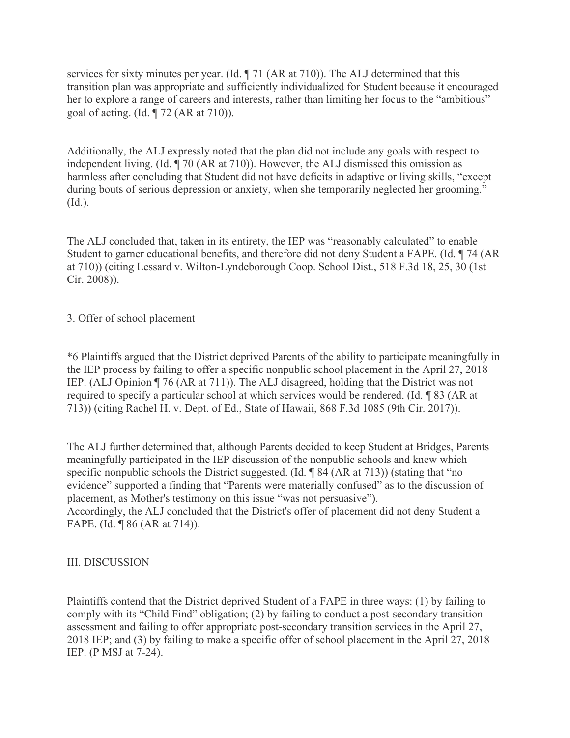services for sixty minutes per year. (Id. ¶ 71 (AR at 710)). The ALJ determined that this transition plan was appropriate and sufficiently individualized for Student because it encouraged her to explore a range of careers and interests, rather than limiting her focus to the "ambitious" goal of acting. (Id. ¶ 72 (AR at 710)).

Additionally, the ALJ expressly noted that the plan did not include any goals with respect to independent living. (Id. ¶ 70 (AR at 710)). However, the ALJ dismissed this omission as harmless after concluding that Student did not have deficits in adaptive or living skills, "except during bouts of serious depression or anxiety, when she temporarily neglected her grooming." (Id.).

The ALJ concluded that, taken in its entirety, the IEP was "reasonably calculated" to enable Student to garner educational benefits, and therefore did not deny Student a FAPE. (Id. ¶ 74 (AR at 710)) (citing Lessard v. Wilton-Lyndeborough Coop. School Dist., 518 F.3d 18, 25, 30 (1st Cir. 2008)).

### 3. Offer of school placement

*6 Plaintiffs argued that the District deprived Parents of the ability to participate meaningfully in the IEP process by failing to offer a specific nonpublic school placement in the April 27, 2018 IEP. (ALJ Opinion ¶ 76 (AR at 711)). The ALJ disagreed, holding that the District was not required to specify a particular school at which services would be rendered. (Id. ¶ 83 (AR at 713)) (citing Rachel H. v. Dept. of Ed., State of Hawaii, 868 F.3d 1085 (9th Cir. 2017)).

The ALJ further determined that, although Parents decided to keep Student at Bridges, Parents meaningfully participated in the IEP discussion of the nonpublic schools and knew which specific nonpublic schools the District suggested. (Id. ¶ 84 (AR at 713)) (stating that "no evidence" supported a finding that "Parents were materially confused" as to the discussion of placement, as Mother's testimony on this issue "was not persuasive").
Accordingly, the ALJ concluded that the District's offer of placement did not deny Student a FAPE. (Id. ¶ 86 (AR at 714)).

## III. DISCUSSION

Plaintiffs contend that the District deprived Student of a FAPE in three ways: (1) by failing to comply with its "Child Find" obligation; (2) by failing to conduct a post-secondary transition assessment and failing to offer appropriate post-secondary transition services in the April 27, 2018 IEP; and (3) by failing to make a specific offer of school placement in the April 27, 2018 IEP. (P MSJ at 7-24).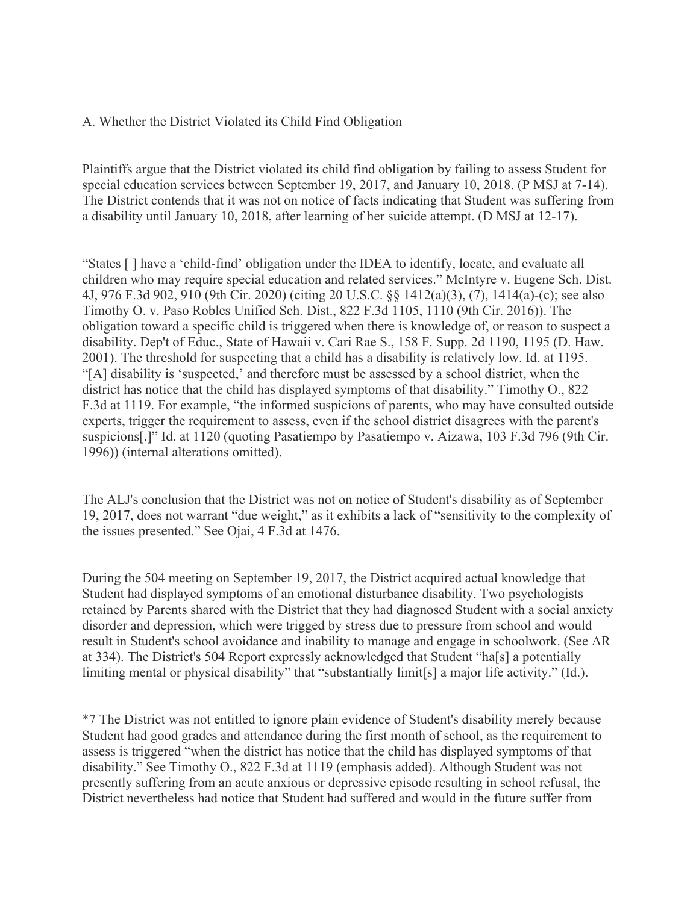A. Whether the District Violated its Child Find Obligation

Plaintiffs argue that the District violated its child find obligation by failing to assess Student for special education services between September 19, 2017, and January 10, 2018. (P MSJ at 7-14). The District contends that it was not on notice of facts indicating that Student was suffering from a disability until January 10, 2018, after learning of her suicide attempt. (D MSJ at 12-17).

"States [ ] have a 'child-find' obligation under the IDEA to identify, locate, and evaluate all children who may require special education and related services." McIntyre v. Eugene Sch. Dist. 4J, 976 F.3d 902, 910 (9th Cir. 2020) (citing 20 U.S.C. §§ 1412(a)(3), (7), 1414(a)-(c); see also Timothy O. v. Paso Robles Unified Sch. Dist., 822 F.3d 1105, 1110 (9th Cir. 2016)). The obligation toward a specific child is triggered when there is knowledge of, or reason to suspect a disability. Dep't of Educ., State of Hawaii v. Cari Rae S., 158 F. Supp. 2d 1190, 1195 (D. Haw. 2001). The threshold for suspecting that a child has a disability is relatively low. Id. at 1195. "[A] disability is 'suspected,' and therefore must be assessed by a school district, when the district has notice that the child has displayed symptoms of that disability." Timothy O., 822 F.3d at 1119. For example, "the informed suspicions of parents, who may have consulted outside experts, trigger the requirement to assess, even if the school district disagrees with the parent's suspicions[.]" Id. at 1120 (quoting Pasatiempo by Pasatiempo v. Aizawa, 103 F.3d 796 (9th Cir. 1996)) (internal alterations omitted).

The ALJ's conclusion that the District was not on notice of Student's disability as of September 19, 2017, does not warrant "due weight," as it exhibits a lack of "sensitivity to the complexity of the issues presented." See Ojai, 4 F.3d at 1476.

During the 504 meeting on September 19, 2017, the District acquired actual knowledge that Student had displayed symptoms of an emotional disturbance disability. Two psychologists retained by Parents shared with the District that they had diagnosed Student with a social anxiety disorder and depression, which were trigged by stress due to pressure from school and would result in Student's school avoidance and inability to manage and engage in schoolwork. (See AR at 334). The District's 504 Report expressly acknowledged that Student "ha[s] a potentially limiting mental or physical disability" that "substantially limit[s] a major life activity." (Id.).

*7 The District was not entitled to ignore plain evidence of Student's disability merely because Student had good grades and attendance during the first month of school, as the requirement to assess is triggered "when the district has notice that the child has displayed symptoms of that disability." See Timothy O., 822 F.3d at 1119 (emphasis added). Although Student was not presently suffering from an acute anxious or depressive episode resulting in school refusal, the District nevertheless had notice that Student had suffered and would in the future suffer from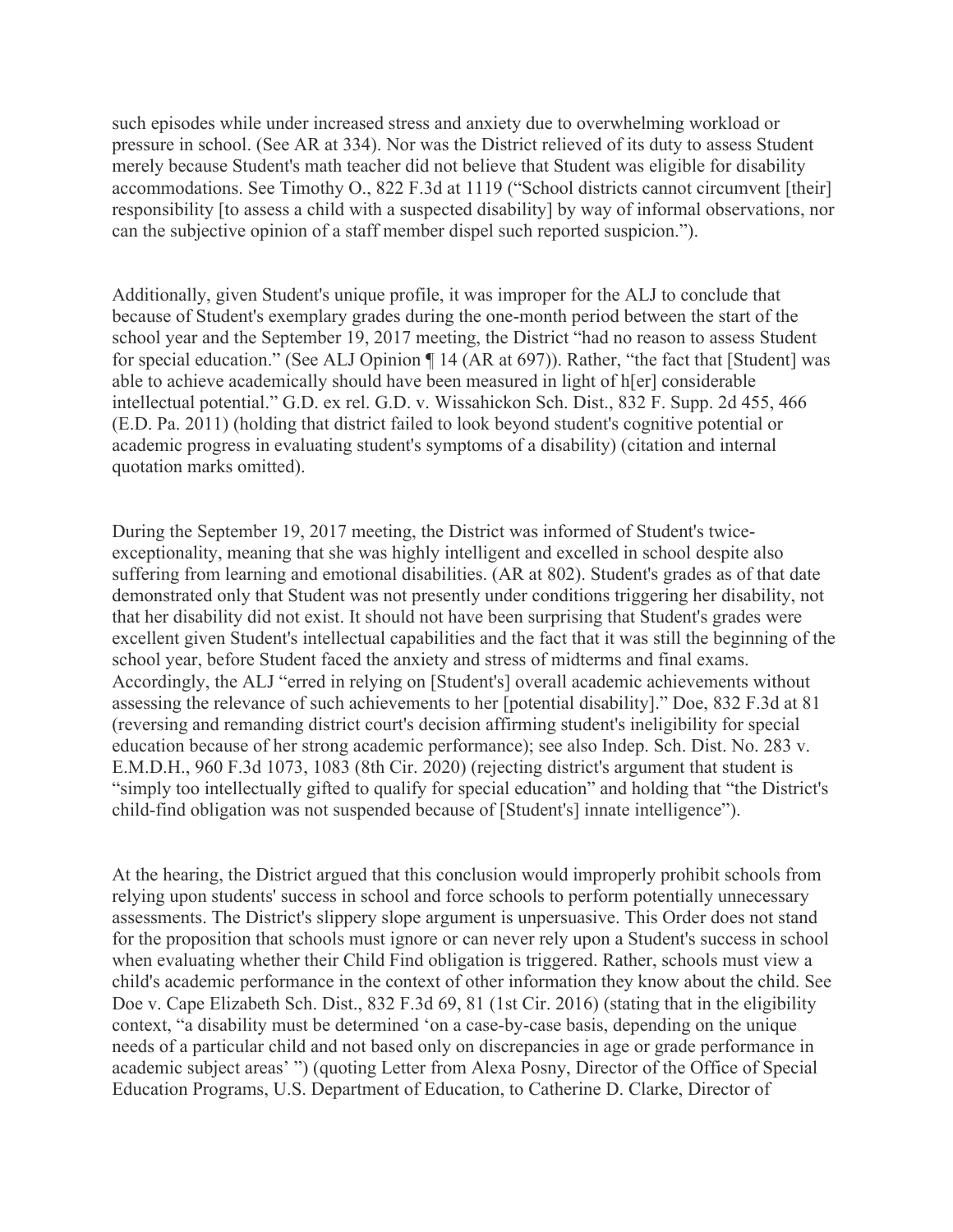such episodes while under increased stress and anxiety due to overwhelming workload or pressure in school. (See AR at 334). Nor was the District relieved of its duty to assess Student merely because Student's math teacher did not believe that Student was eligible for disability accommodations. See Timothy O., 822 F.3d at 1119 ("School districts cannot circumvent [their] responsibility [to assess a child with a suspected disability] by way of informal observations, nor can the subjective opinion of a staff member dispel such reported suspicion.").

Additionally, given Student's unique profile, it was improper for the ALJ to conclude that because of Student's exemplary grades during the one-month period between the start of the school year and the September 19, 2017 meeting, the District "had no reason to assess Student for special education." (See ALJ Opinion ¶ 14 (AR at 697)). Rather, "the fact that [Student] was able to achieve academically should have been measured in light of h[er] considerable intellectual potential." G.D. ex rel. G.D. v. Wissahickon Sch. Dist., 832 F. Supp. 2d 455, 466 (E.D. Pa. 2011) (holding that district failed to look beyond student's cognitive potential or academic progress in evaluating student's symptoms of a disability) (citation and internal quotation marks omitted).

During the September 19, 2017 meeting, the District was informed of Student's twice-exceptionality, meaning that she was highly intelligent and excelled in school despite also suffering from learning and emotional disabilities. (AR at 802). Student's grades as of that date demonstrated only that Student was not presently under conditions triggering her disability, not that her disability did not exist. It should not have been surprising that Student's grades were excellent given Student's intellectual capabilities and the fact that it was still the beginning of the school year, before Student faced the anxiety and stress of midterms and final exams. Accordingly, the ALJ "erred in relying on [Student's] overall academic achievements without assessing the relevance of such achievements to her [potential disability]." Doe, 832 F.3d at 81 (reversing and remanding district court's decision affirming student's ineligibility for special education because of her strong academic performance); see also Indep. Sch. Dist. No. 283 v. E.M.D.H., 960 F.3d 1073, 1083 (8th Cir. 2020) (rejecting district's argument that student is "simply too intellectually gifted to qualify for special education" and holding that "the District's child-find obligation was not suspended because of [Student's] innate intelligence").

At the hearing, the District argued that this conclusion would improperly prohibit schools from relying upon students' success in school and force schools to perform potentially unnecessary assessments. The District's slippery slope argument is unpersuasive. This Order does not stand for the proposition that schools must ignore or can never rely upon a Student's success in school when evaluating whether their Child Find obligation is triggered. Rather, schools must view a child's academic performance in the context of other information they know about the child. See Doe v. Cape Elizabeth Sch. Dist., 832 F.3d 69, 81 (1st Cir. 2016) (stating that in the eligibility context, "a disability must be determined 'on a case-by-case basis, depending on the unique needs of a particular child and not based only on discrepancies in age or grade performance in academic subject areas' ") (quoting Letter from Alexa Posny, Director of the Office of Special Education Programs, U.S. Department of Education, to Catherine D. Clarke, Director of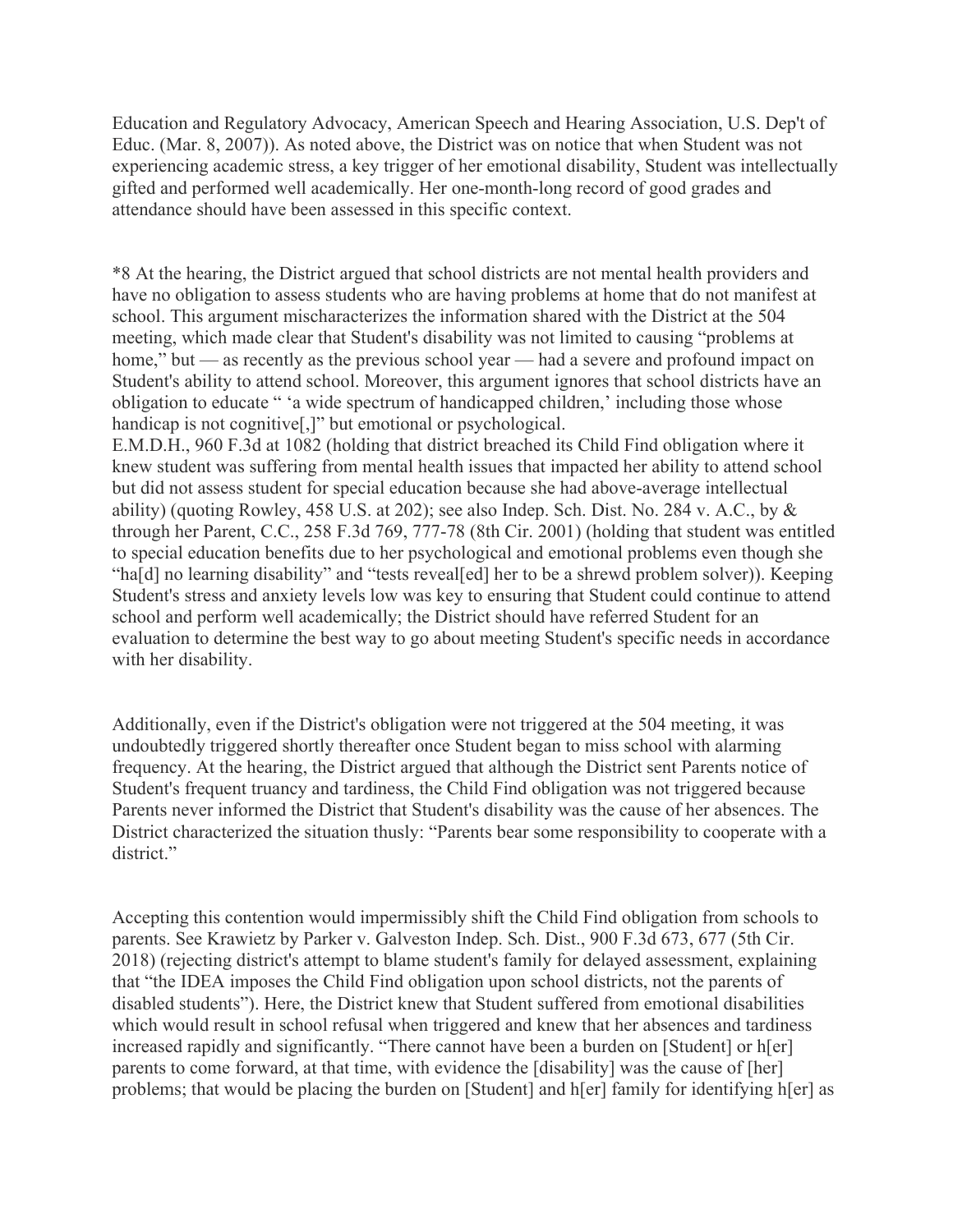Education and Regulatory Advocacy, American Speech and Hearing Association, U.S. Dep't of Educ. (Mar. 8, 2007)). As noted above, the District was on notice that when Student was not experiencing academic stress, a key trigger of her emotional disability, Student was intellectually gifted and performed well academically. Her one-month-long record of good grades and attendance should have been assessed in this specific context.

*8 At the hearing, the District argued that school districts are not mental health providers and have no obligation to assess students who are having problems at home that do not manifest at school. This argument mischaracterizes the information shared with the District at the 504 meeting, which made clear that Student's disability was not limited to causing "problems at home," but — as recently as the previous school year — had a severe and profound impact on Student's ability to attend school. Moreover, this argument ignores that school districts have an obligation to educate " 'a wide spectrum of handicapped children,' including those whose handicap is not cognitive[,]" but emotional or psychological.
E.M.D.H., 960 F.3d at 1082 (holding that district breached its Child Find obligation where it knew student was suffering from mental health issues that impacted her ability to attend school but did not assess student for special education because she had above-average intellectual ability) (quoting Rowley, 458 U.S. at 202); see also Indep. Sch. Dist. No. 284 v. A.C., by & through her Parent, C.C., 258 F.3d 769, 777-78 (8th Cir. 2001) (holding that student was entitled to special education benefits due to her psychological and emotional problems even though she "ha[d] no learning disability" and "tests reveal[ed] her to be a shrewd problem solver)). Keeping Student's stress and anxiety levels low was key to ensuring that Student could continue to attend school and perform well academically; the District should have referred Student for an evaluation to determine the best way to go about meeting Student's specific needs in accordance with her disability.

Additionally, even if the District's obligation were not triggered at the 504 meeting, it was undoubtedly triggered shortly thereafter once Student began to miss school with alarming frequency. At the hearing, the District argued that although the District sent Parents notice of Student's frequent truancy and tardiness, the Child Find obligation was not triggered because Parents never informed the District that Student's disability was the cause of her absences. The District characterized the situation thusly: "Parents bear some responsibility to cooperate with a district."

Accepting this contention would impermissibly shift the Child Find obligation from schools to parents. See Krawietz by Parker v. Galveston Indep. Sch. Dist., 900 F.3d 673, 677 (5th Cir. 2018) (rejecting district's attempt to blame student's family for delayed assessment, explaining that "the IDEA imposes the Child Find obligation upon school districts, not the parents of disabled students"). Here, the District knew that Student suffered from emotional disabilities which would result in school refusal when triggered and knew that her absences and tardiness increased rapidly and significantly. "There cannot have been a burden on [Student] or h[er] parents to come forward, at that time, with evidence the [disability] was the cause of [her] problems; that would be placing the burden on [Student] and h[er] family for identifying h[er] as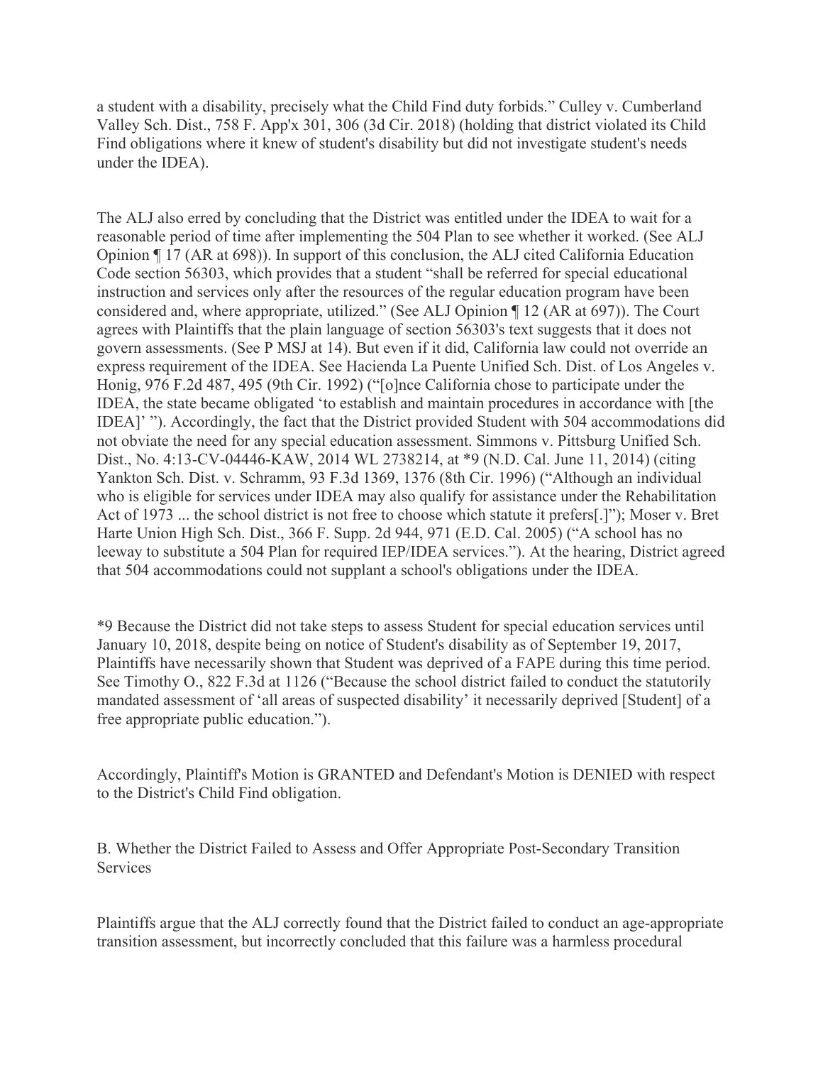a student with a disability, precisely what the Child Find duty forbids." Culley v. Cumberland Valley Sch. Dist., 758 F. App'x 301, 306 (3d Cir. 2018) (holding that district violated its Child Find obligations where it knew of student's disability but did not investigate student's needs under the IDEA).

The ALJ also erred by concluding that the District was entitled under the IDEA to wait for a reasonable period of time after implementing the 504 Plan to see whether it worked. (See ALJ Opinion ¶ 17 (AR at 698)). In support of this conclusion, the ALJ cited California Education Code section 56303, which provides that a student "shall be referred for special educational instruction and services only after the resources of the regular education program have been considered and, where appropriate, utilized." (See ALJ Opinion ¶ 12 (AR at 697)). The Court agrees with Plaintiffs that the plain language of section 56303's text suggests that it does not govern assessments. (See P MSJ at 14). But even if it did, California law could not override an express requirement of the IDEA. See Hacienda La Puente Unified Sch. Dist. of Los Angeles v. Honig, 976 F.2d 487, 495 (9th Cir. 1992) ("[o]nce California chose to participate under the IDEA, the state became obligated 'to establish and maintain procedures in accordance with [the IDEA]' "). Accordingly, the fact that the District provided Student with 504 accommodations did not obviate the need for any special education assessment. Simmons v. Pittsburg Unified Sch. Dist., No. 4:13-CV-04446-KAW, 2014 WL 2738214, at *9 (N.D. Cal. June 11, 2014) (citing Yankton Sch. Dist. v. Schramm, 93 F.3d 1369, 1376 (8th Cir. 1996) ("Although an individual who is eligible for services under IDEA may also qualify for assistance under the Rehabilitation Act of 1973 ... the school district is not free to choose which statute it prefers[.]"); Moser v. Bret Harte Union High Sch. Dist., 366 F. Supp. 2d 944, 971 (E.D. Cal. 2005) ("A school has no leeway to substitute a 504 Plan for required IEP/IDEA services."). At the hearing, District agreed that 504 accommodations could not supplant a school's obligations under the IDEA.

*9 Because the District did not take steps to assess Student for special education services until January 10, 2018, despite being on notice of Student's disability as of September 19, 2017, Plaintiffs have necessarily shown that Student was deprived of a FAPE during this time period. See Timothy O., 822 F.3d at 1126 ("Because the school district failed to conduct the statutorily mandated assessment of 'all areas of suspected disability' it necessarily deprived [Student] of a free appropriate public education.").

Accordingly, Plaintiff's Motion is GRANTED and Defendant's Motion is DENIED with respect to the District's Child Find obligation.

B. Whether the District Failed to Assess and Offer Appropriate Post-Secondary Transition Services

Plaintiffs argue that the ALJ correctly found that the District failed to conduct an age-appropriate transition assessment, but incorrectly concluded that this failure was a harmless procedural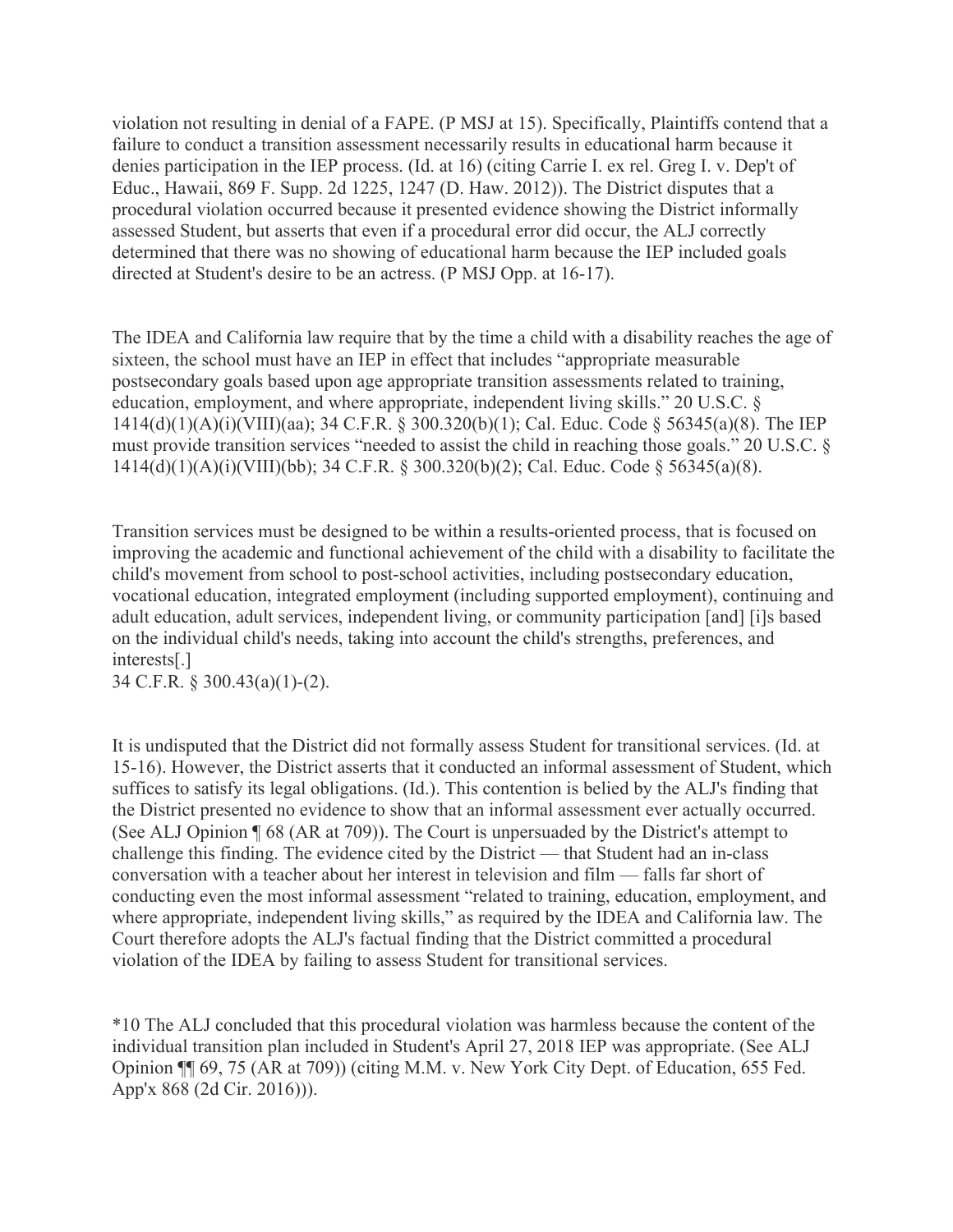violation not resulting in denial of a FAPE. (P MSJ at 15). Specifically, Plaintiffs contend that a failure to conduct a transition assessment necessarily results in educational harm because it denies participation in the IEP process. (Id. at 16) (citing Carrie I. ex rel. Greg I. v. Dep't of Educ., Hawaii, 869 F. Supp. 2d 1225, 1247 (D. Haw. 2012)). The District disputes that a procedural violation occurred because it presented evidence showing the District informally assessed Student, but asserts that even if a procedural error did occur, the ALJ correctly determined that there was no showing of educational harm because the IEP included goals directed at Student's desire to be an actress. (P MSJ Opp. at 16-17).

The IDEA and California law require that by the time a child with a disability reaches the age of sixteen, the school must have an IEP in effect that includes "appropriate measurable postsecondary goals based upon age appropriate transition assessments related to training, education, employment, and where appropriate, independent living skills." 20 U.S.C. § 1414(d)(1)(A)(i)(VIII)(aa); 34 C.F.R. § 300.320(b)(1); Cal. Educ. Code § 56345(a)(8). The IEP must provide transition services "needed to assist the child in reaching those goals." 20 U.S.C. § 1414(d)(1)(A)(i)(VIII)(bb); 34 C.F.R. § 300.320(b)(2); Cal. Educ. Code § 56345(a)(8).

Transition services must be designed to be within a results-oriented process, that is focused on improving the academic and functional achievement of the child with a disability to facilitate the child's movement from school to post-school activities, including postsecondary education, vocational education, integrated employment (including supported employment), continuing and adult education, adult services, independent living, or community participation [and] [i]s based on the individual child's needs, taking into account the child's strengths, preferences, and interests[.]
34 C.F.R. § 300.43(a)(1)-(2).

It is undisputed that the District did not formally assess Student for transitional services. (Id. at 15-16). However, the District asserts that it conducted an informal assessment of Student, which suffices to satisfy its legal obligations. (Id.). This contention is belied by the ALJ's finding that the District presented no evidence to show that an informal assessment ever actually occurred. (See ALJ Opinion ¶ 68 (AR at 709)). The Court is unpersuaded by the District's attempt to challenge this finding. The evidence cited by the District — that Student had an in-class conversation with a teacher about her interest in television and film — falls far short of conducting even the most informal assessment "related to training, education, employment, and where appropriate, independent living skills," as required by the IDEA and California law. The Court therefore adopts the ALJ's factual finding that the District committed a procedural violation of the IDEA by failing to assess Student for transitional services.

*10 The ALJ concluded that this procedural violation was harmless because the content of the individual transition plan included in Student's April 27, 2018 IEP was appropriate. (See ALJ Opinion ¶¶ 69, 75 (AR at 709)) (citing M.M. v. New York City Dept. of Education, 655 Fed. App'x 868 (2d Cir. 2016))).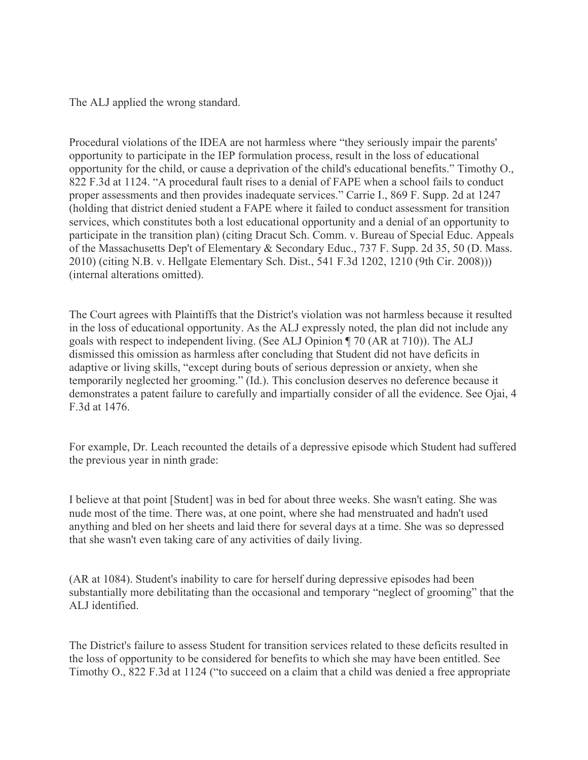The ALJ applied the wrong standard.

Procedural violations of the IDEA are not harmless where "they seriously impair the parents' opportunity to participate in the IEP formulation process, result in the loss of educational opportunity for the child, or cause a deprivation of the child's educational benefits." Timothy O., 822 F.3d at 1124. "A procedural fault rises to a denial of FAPE when a school fails to conduct proper assessments and then provides inadequate services." Carrie I., 869 F. Supp. 2d at 1247 (holding that district denied student a FAPE where it failed to conduct assessment for transition services, which constitutes both a lost educational opportunity and a denial of an opportunity to participate in the transition plan) (citing Dracut Sch. Comm. v. Bureau of Special Educ. Appeals of the Massachusetts Dep't of Elementary & Secondary Educ., 737 F. Supp. 2d 35, 50 (D. Mass. 2010) (citing N.B. v. Hellgate Elementary Sch. Dist., 541 F.3d 1202, 1210 (9th Cir. 2008))) (internal alterations omitted).

The Court agrees with Plaintiffs that the District's violation was not harmless because it resulted in the loss of educational opportunity. As the ALJ expressly noted, the plan did not include any goals with respect to independent living. (See ALJ Opinion ¶ 70 (AR at 710)). The ALJ dismissed this omission as harmless after concluding that Student did not have deficits in adaptive or living skills, "except during bouts of serious depression or anxiety, when she temporarily neglected her grooming." (Id.). This conclusion deserves no deference because it demonstrates a patent failure to carefully and impartially consider of all the evidence. See Ojai, 4 F.3d at 1476.

For example, Dr. Leach recounted the details of a depressive episode which Student had suffered the previous year in ninth grade:

I believe at that point [Student] was in bed for about three weeks. She wasn't eating. She was nude most of the time. There was, at one point, where she had menstruated and hadn't used anything and bled on her sheets and laid there for several days at a time. She was so depressed that she wasn't even taking care of any activities of daily living.

(AR at 1084). Student's inability to care for herself during depressive episodes had been substantially more debilitating than the occasional and temporary "neglect of grooming" that the ALJ identified.

The District's failure to assess Student for transition services related to these deficits resulted in the loss of opportunity to be considered for benefits to which she may have been entitled. See Timothy O., 822 F.3d at 1124 ("to succeed on a claim that a child was denied a free appropriate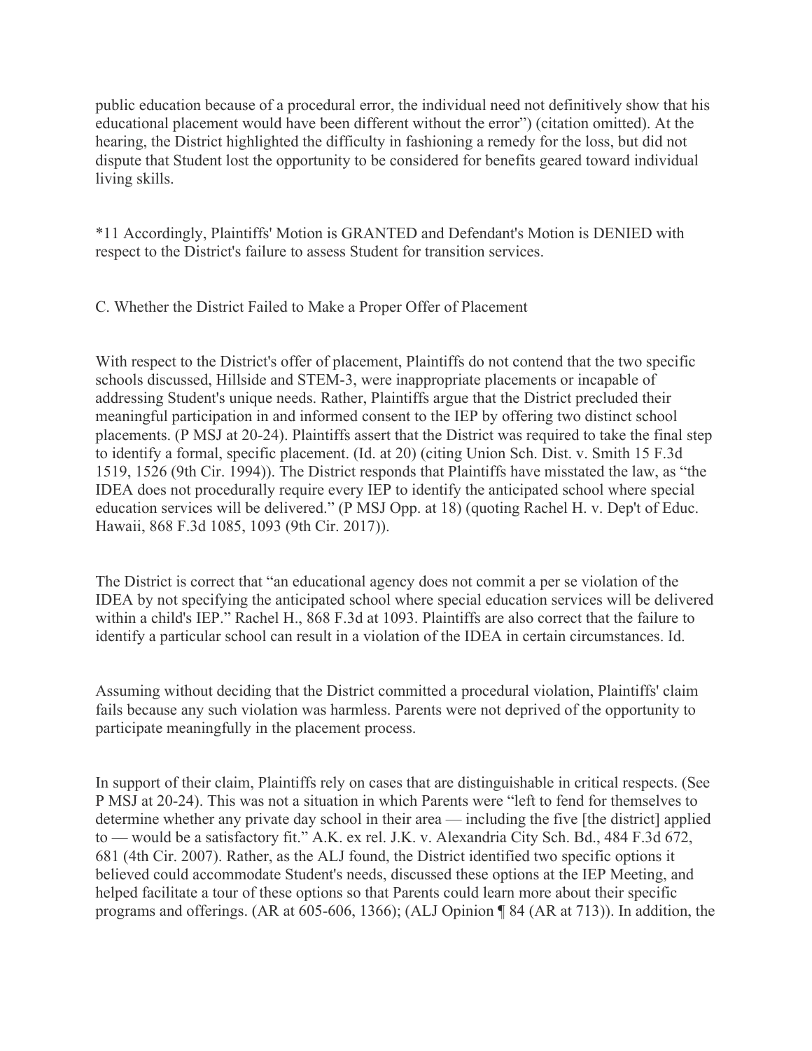public education because of a procedural error, the individual need not definitively show that his educational placement would have been different without the error") (citation omitted). At the hearing, the District highlighted the difficulty in fashioning a remedy for the loss, but did not dispute that Student lost the opportunity to be considered for benefits geared toward individual living skills.

*11 Accordingly, Plaintiffs' Motion is GRANTED and Defendant's Motion is DENIED with respect to the District's failure to assess Student for transition services.

C. Whether the District Failed to Make a Proper Offer of Placement

With respect to the District's offer of placement, Plaintiffs do not contend that the two specific schools discussed, Hillside and STEM-3, were inappropriate placements or incapable of addressing Student's unique needs. Rather, Plaintiffs argue that the District precluded their meaningful participation in and informed consent to the IEP by offering two distinct school placements. (P MSJ at 20-24). Plaintiffs assert that the District was required to take the final step to identify a formal, specific placement. (Id. at 20) (citing Union Sch. Dist. v. Smith 15 F.3d 1519, 1526 (9th Cir. 1994)). The District responds that Plaintiffs have misstated the law, as "the IDEA does not procedurally require every IEP to identify the anticipated school where special education services will be delivered." (P MSJ Opp. at 18) (quoting Rachel H. v. Dep't of Educ. Hawaii, 868 F.3d 1085, 1093 (9th Cir. 2017)).

The District is correct that "an educational agency does not commit a per se violation of the IDEA by not specifying the anticipated school where special education services will be delivered within a child's IEP." Rachel H., 868 F.3d at 1093. Plaintiffs are also correct that the failure to identify a particular school can result in a violation of the IDEA in certain circumstances. Id.

Assuming without deciding that the District committed a procedural violation, Plaintiffs' claim fails because any such violation was harmless. Parents were not deprived of the opportunity to participate meaningfully in the placement process.

In support of their claim, Plaintiffs rely on cases that are distinguishable in critical respects. (See P MSJ at 20-24). This was not a situation in which Parents were "left to fend for themselves to determine whether any private day school in their area — including the five [the district] applied to — would be a satisfactory fit." A.K. ex rel. J.K. v. Alexandria City Sch. Bd., 484 F.3d 672, 681 (4th Cir. 2007). Rather, as the ALJ found, the District identified two specific options it believed could accommodate Student's needs, discussed these options at the IEP Meeting, and helped facilitate a tour of these options so that Parents could learn more about their specific programs and offerings. (AR at 605-606, 1366); (ALJ Opinion ¶ 84 (AR at 713)). In addition, the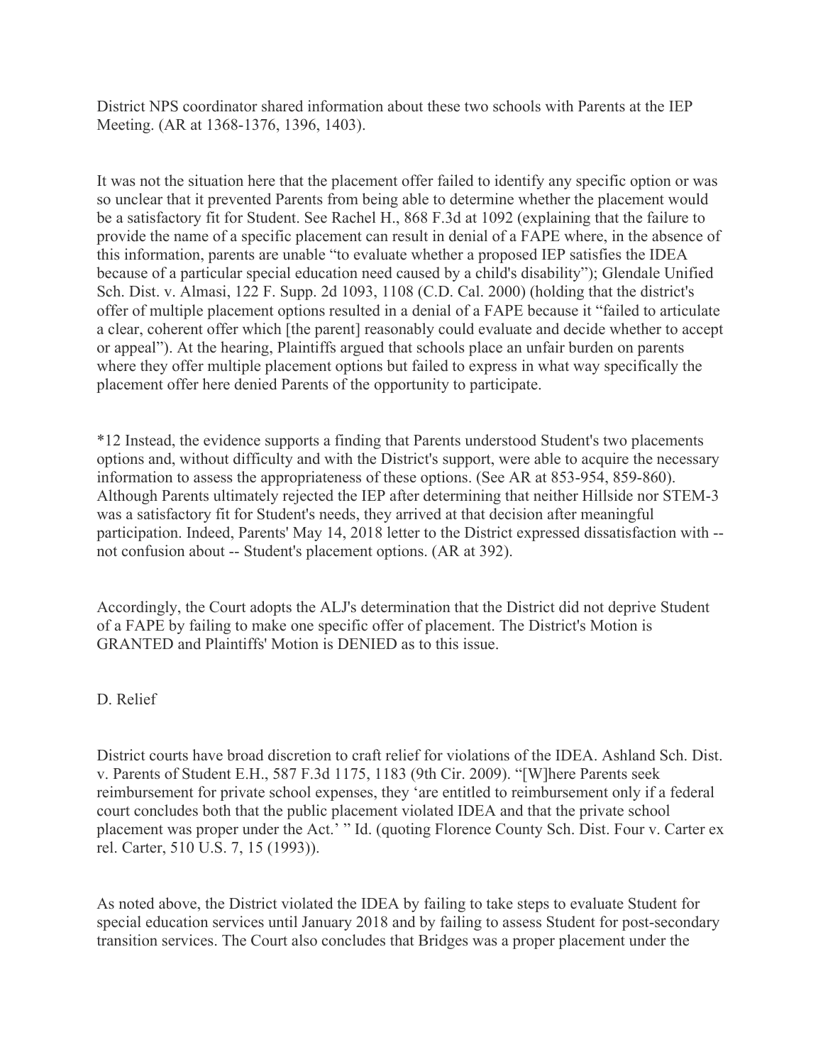District NPS coordinator shared information about these two schools with Parents at the IEP Meeting. (AR at 1368-1376, 1396, 1403).

It was not the situation here that the placement offer failed to identify any specific option or was so unclear that it prevented Parents from being able to determine whether the placement would be a satisfactory fit for Student. See Rachel H., 868 F.3d at 1092 (explaining that the failure to provide the name of a specific placement can result in denial of a FAPE where, in the absence of this information, parents are unable "to evaluate whether a proposed IEP satisfies the IDEA because of a particular special education need caused by a child's disability"); Glendale Unified Sch. Dist. v. Almasi, 122 F. Supp. 2d 1093, 1108 (C.D. Cal. 2000) (holding that the district's offer of multiple placement options resulted in a denial of a FAPE because it "failed to articulate a clear, coherent offer which [the parent] reasonably could evaluate and decide whether to accept or appeal"). At the hearing, Plaintiffs argued that schools place an unfair burden on parents where they offer multiple placement options but failed to express in what way specifically the placement offer here denied Parents of the opportunity to participate.

*12 Instead, the evidence supports a finding that Parents understood Student's two placements options and, without difficulty and with the District's support, were able to acquire the necessary information to assess the appropriateness of these options. (See AR at 853-954, 859-860). Although Parents ultimately rejected the IEP after determining that neither Hillside nor STEM-3 was a satisfactory fit for Student's needs, they arrived at that decision after meaningful participation. Indeed, Parents' May 14, 2018 letter to the District expressed dissatisfaction with -- not confusion about -- Student's placement options. (AR at 392).

Accordingly, the Court adopts the ALJ's determination that the District did not deprive Student of a FAPE by failing to make one specific offer of placement. The District's Motion is GRANTED and Plaintiffs' Motion is DENIED as to this issue.

D. Relief

District courts have broad discretion to craft relief for violations of the IDEA. Ashland Sch. Dist. v. Parents of Student E.H., 587 F.3d 1175, 1183 (9th Cir. 2009). "[W]here Parents seek reimbursement for private school expenses, they 'are entitled to reimbursement only if a federal court concludes both that the public placement violated IDEA and that the private school placement was proper under the Act.' " Id. (quoting Florence County Sch. Dist. Four v. Carter ex rel. Carter, 510 U.S. 7, 15 (1993)).

As noted above, the District violated the IDEA by failing to take steps to evaluate Student for special education services until January 2018 and by failing to assess Student for post-secondary transition services. The Court also concludes that Bridges was a proper placement under the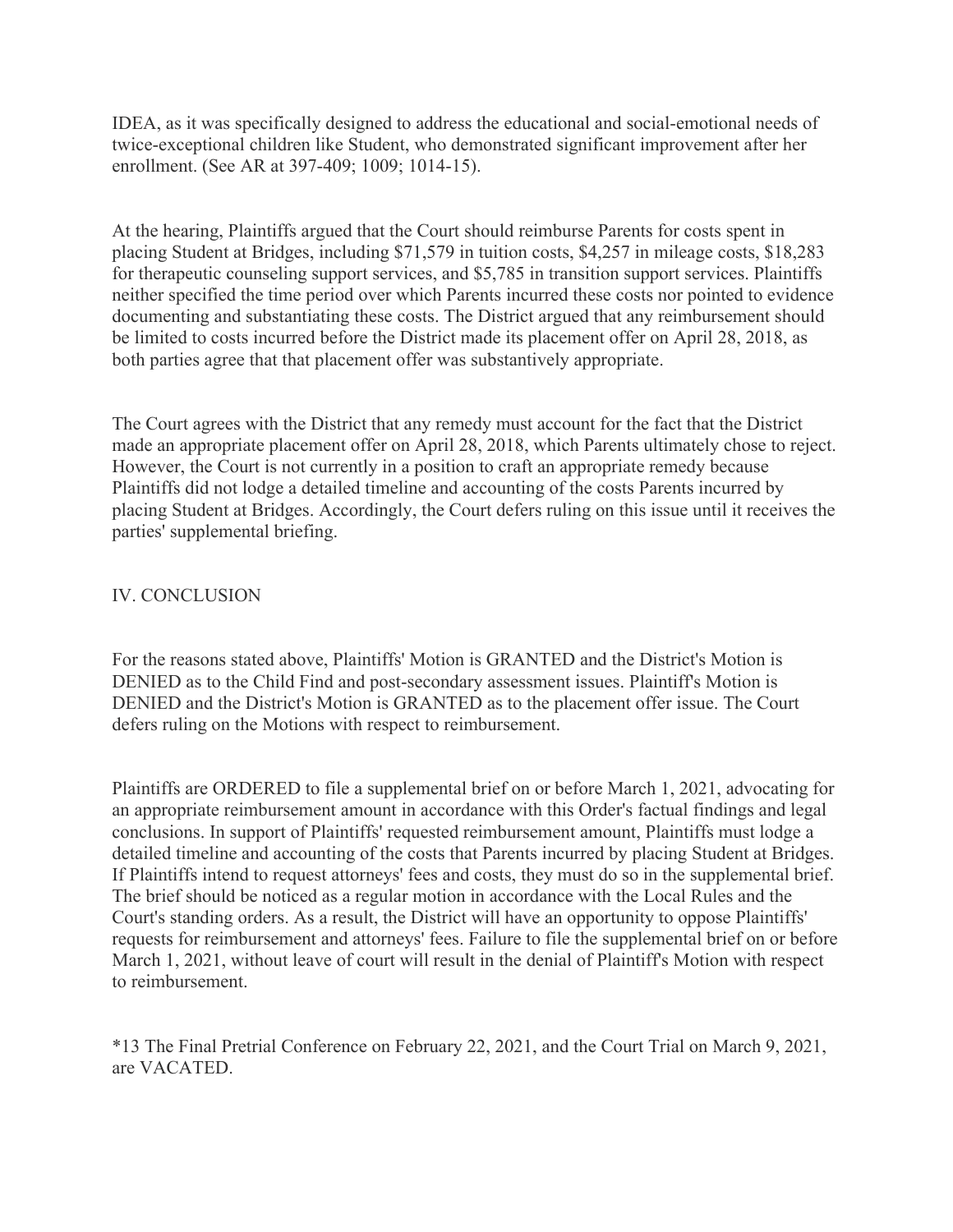IDEA, as it was specifically designed to address the educational and social-emotional needs of twice-exceptional children like Student, who demonstrated significant improvement after her enrollment. (See AR at 397-409; 1009; 1014-15).

At the hearing, Plaintiffs argued that the Court should reimburse Parents for costs spent in placing Student at Bridges, including $71,579 in tuition costs, $4,257 in mileage costs, $18,283 for therapeutic counseling support services, and $5,785 in transition support services. Plaintiffs neither specified the time period over which Parents incurred these costs nor pointed to evidence documenting and substantiating these costs. The District argued that any reimbursement should be limited to costs incurred before the District made its placement offer on April 28, 2018, as both parties agree that that placement offer was substantively appropriate.

The Court agrees with the District that any remedy must account for the fact that the District made an appropriate placement offer on April 28, 2018, which Parents ultimately chose to reject. However, the Court is not currently in a position to craft an appropriate remedy because Plaintiffs did not lodge a detailed timeline and accounting of the costs Parents incurred by placing Student at Bridges. Accordingly, the Court defers ruling on this issue until it receives the parties' supplemental briefing.

## IV. CONCLUSION

For the reasons stated above, Plaintiffs' Motion is GRANTED and the District's Motion is DENIED as to the Child Find and post-secondary assessment issues. Plaintiff's Motion is DENIED and the District's Motion is GRANTED as to the placement offer issue. The Court defers ruling on the Motions with respect to reimbursement.

Plaintiffs are ORDERED to file a supplemental brief on or before March 1, 2021, advocating for an appropriate reimbursement amount in accordance with this Order's factual findings and legal conclusions. In support of Plaintiffs' requested reimbursement amount, Plaintiffs must lodge a detailed timeline and accounting of the costs that Parents incurred by placing Student at Bridges. If Plaintiffs intend to request attorneys' fees and costs, they must do so in the supplemental brief. The brief should be noticed as a regular motion in accordance with the Local Rules and the Court's standing orders. As a result, the District will have an opportunity to oppose Plaintiffs' requests for reimbursement and attorneys' fees. Failure to file the supplemental brief on or before March 1, 2021, without leave of court will result in the denial of Plaintiff's Motion with respect to reimbursement.

*13 The Final Pretrial Conference on February 22, 2021, and the Court Trial on March 9, 2021, are VACATED.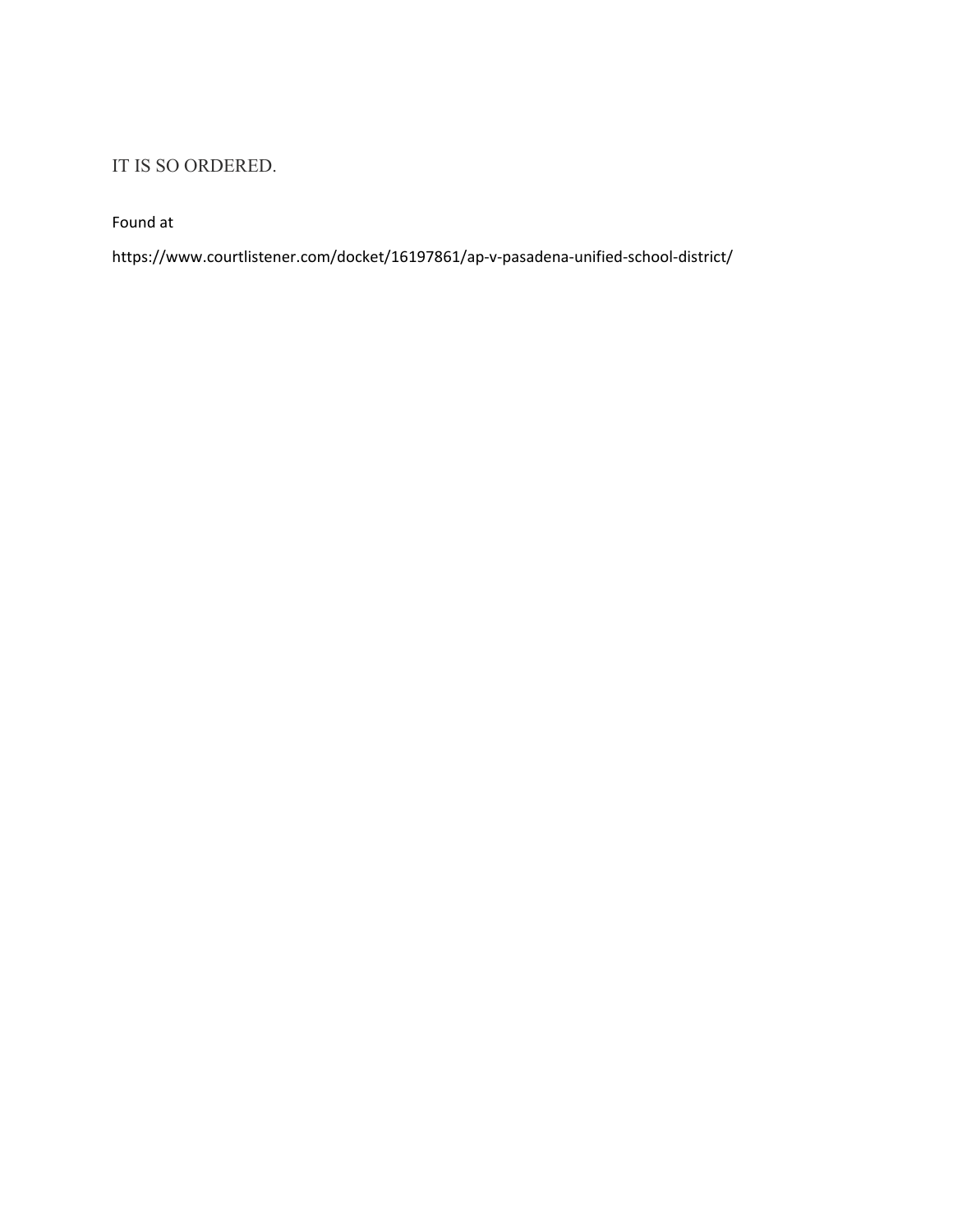IT IS SO ORDERED.

Found at

https://www.courtlistener.com/docket/16197861/ap-v-pasadena-unified-school-district/